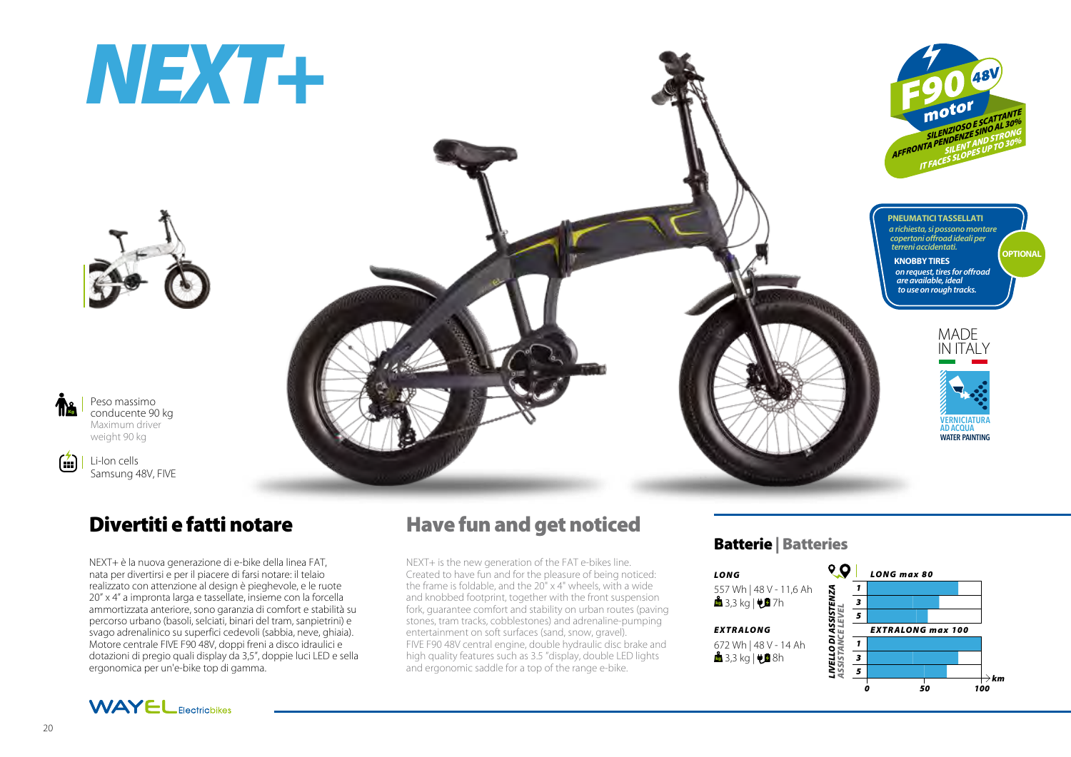# NEXT+

**F90 48V motor**

SILENZIOSO E SCATTANTE
AFFRONTA PENDENZE SINO AL 30%
SILENT AND STRONG
IT FACES SLOPES UP TO 30%

**PNEUMATICI TASSELLATI**
*a richiesta, si possono montare copertoni offroad ideali per terreni accidentati.*

**KNOBBY TIRES**
*on request, tires for offroad are available, ideal to use on rough tracks.*

**OPTIONAL**

MADE IN ITALY

**VERNICIATURA AD ACQUA**
**WATER PAINTING**

Peso massimo conducente 90 kg
Maximum driver weight 90 kg

Li-Ion cells
Samsung 48V, FIVE

## Divertiti e fatti notare

NEXT+ è la nuova generazione di e-bike della linea FAT, nata per divertirsi e per il piacere di farsi notare: il telaio realizzato con attenzione al design è pieghevole, e le ruote 20" x 4" a impronta larga e tassellate, insieme con la forcella ammortizzata anteriore, sono garanzia di comfort e stabilità su percorso urbano (basoli, selciati, binari del tram, sanpietrini) e svago adrenalinico su superfici cedevoli (sabbia, neve, ghiaia). Motore centrale FIVE F90 48V, doppi freni a disco idraulici e dotazioni di pregio quali display da 3,5", doppie luci LED e sella ergonomica per un'e-bike top di gamma.

## Have fun and get noticed

NEXT+ is the new generation of the FAT e-bikes line. Created to have fun and for the pleasure of being noticed: the frame is foldable, and the 20" x 4" wheels, with a wide and knobbed footprint, together with the front suspension fork, guarantee comfort and stability on urban routes (paving stones, tram tracks, cobblestones) and adrenaline-pumping entertainment on soft surfaces (sand, snow, gravel).
FIVE F90 48V central engine, double hydraulic disc brake and high quality features such as 3.5 "display, double LED lights and ergonomic saddle for a top of the range e-bike.

### Batterie | Batteries

***LONG***
557 Wh | 48 V - 11,6 Ah
3,3 kg | 7h

***EXTRALONG***
672 Wh | 48 V - 14 Ah
3,3 kg | 8h

*LIVELLO DI ASSISTENZA / ASSISTANCE LEVEL*

***LONG max 80***

| Livello | km (approx.) |
|---|---|
| 1 | 80 |
| 3 | 63 |
| 5 | 53 |

***EXTRALONG max 100***

| Livello | km (approx.) |
|---|---|
| 1 | 100 |
| 3 | 80 |
| 5 | 70 |

Scale: 0 – 50 – 100 km

WAYEL Electricbikes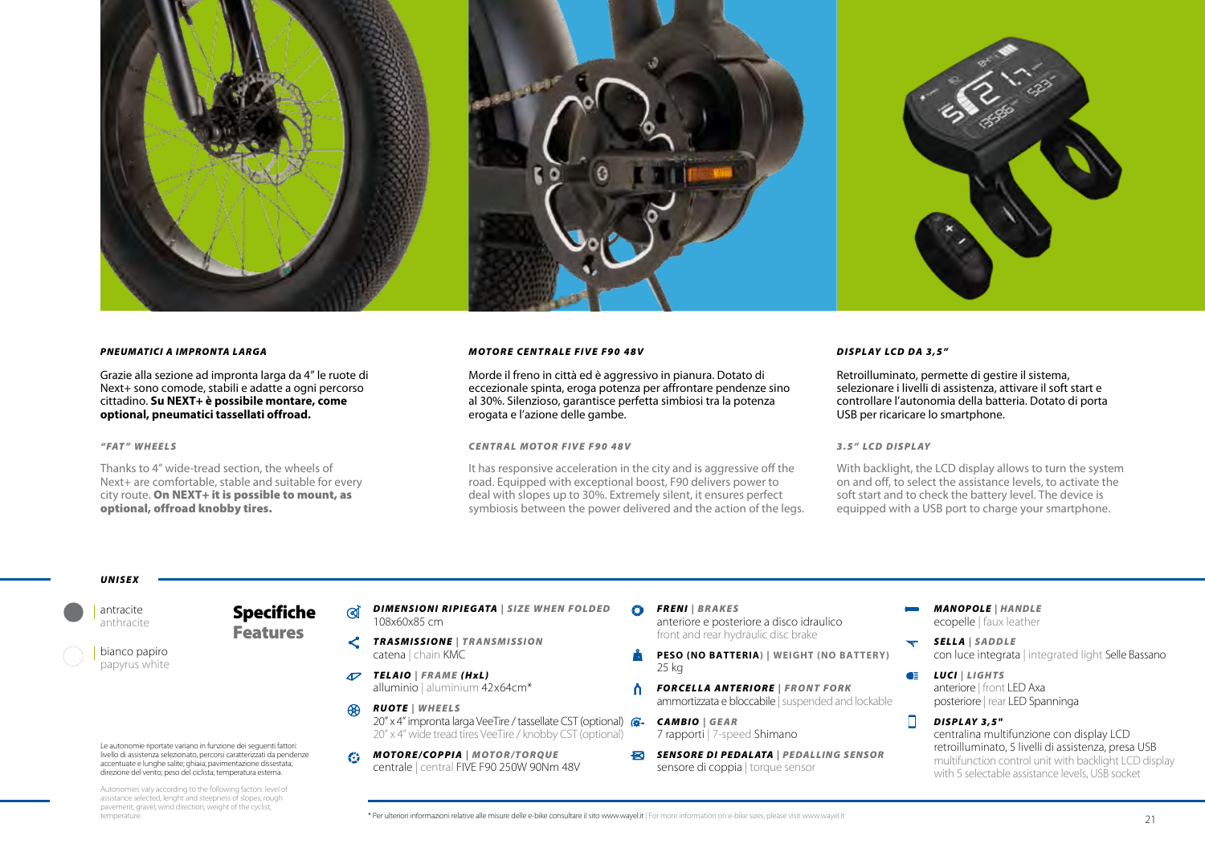### *PNEUMATICI A IMPRONTA LARGA*

Grazie alla sezione ad impronta larga da 4" le ruote di Next+ sono comode, stabili e adatte a ogni percorso cittadino. **Su NEXT+ è possibile montare, come optional, pneumatici tassellati offroad.**

### *"FAT" WHEELS*

Thanks to 4" wide-tread section, the wheels of Next+ are comfortable, stable and suitable for every city route. **On NEXT+ it is possible to mount, as optional, offroad knobby tires.**

### *MOTORE CENTRALE FIVE F90 48V*

Morde il freno in città ed è aggressivo in pianura. Dotato di eccezionale spinta, eroga potenza per affrontare pendenze sino al 30%. Silenzioso, garantisce perfetta simbiosi tra la potenza erogata e l'azione delle gambe.

### *CENTRAL MOTOR FIVE F90 48V*

It has responsive acceleration in the city and is aggressive off the road. Equipped with exceptional boost, F90 delivers power to deal with slopes up to 30%. Extremely silent, it ensures perfect symbiosis between the power delivered and the action of the legs.

### *DISPLAY LCD DA 3,5"*

Retroilluminato, permette di gestire il sistema, selezionare i livelli di assistenza, attivare il soft start e controllare l'autonomia della batteria. Dotato di porta USB per ricaricare lo smartphone.

### *3.5" LCD DISPLAY*

With backlight, the LCD display allows to turn the system on and off, to select the assistance levels, to activate the soft start and to check the battery level. The device is equipped with a USB port to charge your smartphone.

### *UNISEX*

- antracite | anthracite
- bianco papiro | papyrus white

## Specifiche
## Features

**DIMENSIONI RIPIEGATA | SIZE WHEN FOLDED**
108x60x85 cm

**TRASMISSIONE | TRANSMISSION**
catena | chain KMC

**TELAIO | FRAME (HxL)**
alluminio | aluminium 42x64cm*

**RUOTE | WHEELS**
20" x 4" impronta larga VeeTire / tassellate CST (optional)
20" x 4" wide tread tires VeeTire / knobby CST (optional)

**MOTORE/COPPIA | MOTOR/TORQUE**
centrale | central FIVE F90 250W 90Nm 48V

**FRENI | BRAKES**
anteriore e posteriore a disco idraulico
front and rear hydraulic disc brake

**PESO (NO BATTERIA) | WEIGHT (NO BATTERY)**
25 kg

**FORCELLA ANTERIORE | FRONT FORK**
ammortizzata e bloccabile | suspended and lockable

**CAMBIO | GEAR**
7 rapporti | 7-speed Shimano

**SENSORE DI PEDALATA | PEDALLING SENSOR**
sensore di coppia | torque sensor

**MANOPOLE | HANDLE**
ecopelle | faux leather

**SELLA | SADDLE**
con luce integrata | integrated light Selle Bassano

**LUCI | LIGHTS**
anteriore | front LED Axa
posteriore | rear LED Spanninga

**DISPLAY 3,5"**
centralina multifunzione con display LCD retroilluminato, 5 livelli di assistenza, presa USB
multifunction control unit with backlight LCD display with 5 selectable assistance levels, USB socket

Le autonomie riportate variano in funzione dei seguenti fattori: livello di assistenza selezionato, percorsi caratterizzati da pendenze accentuate e lunghe salite; ghiaia; pavimentazione dissestata; direzione del vento; peso del ciclista; temperatura esterna.

Autonomies vary according to the following factors: level of assistance selected, lenght and steepness of slopes; rough pavement; gravel; wind direction; weight of the cyclist; temperature.

\* Per ulteriori informazioni relative alle misure delle e-bike consultare il sito www.wayel.it | For more information on e-bike sizes, please visit www.wayel.it